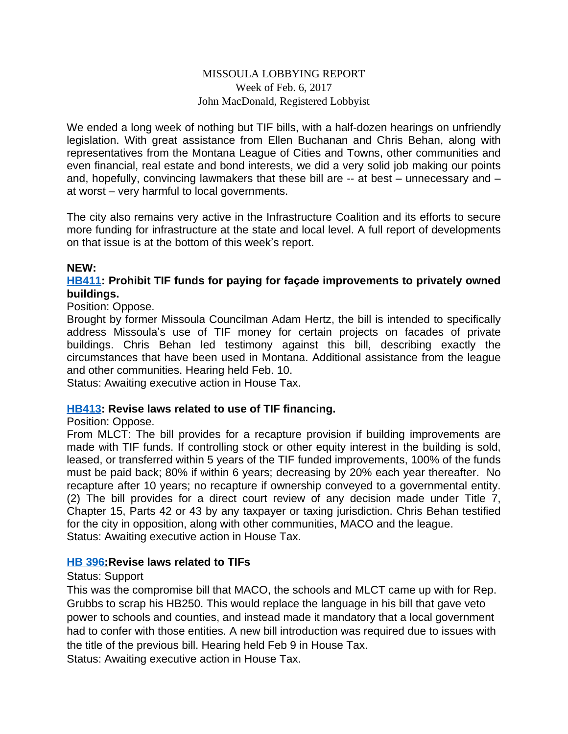MISSOULA LOBBYING REPORT
Week of Feb. 6, 2017
John MacDonald, Registered Lobbyist

We ended a long week of nothing but TIF bills, with a half-dozen hearings on unfriendly legislation. With great assistance from Ellen Buchanan and Chris Behan, along with representatives from the Montana League of Cities and Towns, other communities and even financial, real estate and bond interests, we did a very solid job making our points and, hopefully, convincing lawmakers that these bill are -- at best – unnecessary and – at worst – very harmful to local governments.

The city also remains very active in the Infrastructure Coalition and its efforts to secure more funding for infrastructure at the state and local level. A full report of developments on that issue is at the bottom of this week's report.

**NEW:**

**HB411: Prohibit TIF funds for paying for façade improvements to privately owned buildings.**

Position: Oppose.

Brought by former Missoula Councilman Adam Hertz, the bill is intended to specifically address Missoula's use of TIF money for certain projects on facades of private buildings. Chris Behan led testimony against this bill, describing exactly the circumstances that have been used in Montana. Additional assistance from the league and other communities. Hearing held Feb. 10.

Status: Awaiting executive action in House Tax.

**HB413: Revise laws related to use of TIF financing.**

Position: Oppose.

From MLCT: The bill provides for a recapture provision if building improvements are made with TIF funds. If controlling stock or other equity interest in the building is sold, leased, or transferred within 5 years of the TIF funded improvements, 100% of the funds must be paid back; 80% if within 6 years; decreasing by 20% each year thereafter. No recapture after 10 years; no recapture if ownership conveyed to a governmental entity. (2) The bill provides for a direct court review of any decision made under Title 7, Chapter 15, Parts 42 or 43 by any taxpayer or taxing jurisdiction. Chris Behan testified for the city in opposition, along with other communities, MACO and the league.

Status: Awaiting executive action in House Tax.

**HB 396:Revise laws related to TIFs**

Status: Support

This was the compromise bill that MACO, the schools and MLCT came up with for Rep. Grubbs to scrap his HB250. This would replace the language in his bill that gave veto power to schools and counties, and instead made it mandatory that a local government had to confer with those entities. A new bill introduction was required due to issues with the title of the previous bill. Hearing held Feb 9 in House Tax.

Status: Awaiting executive action in House Tax.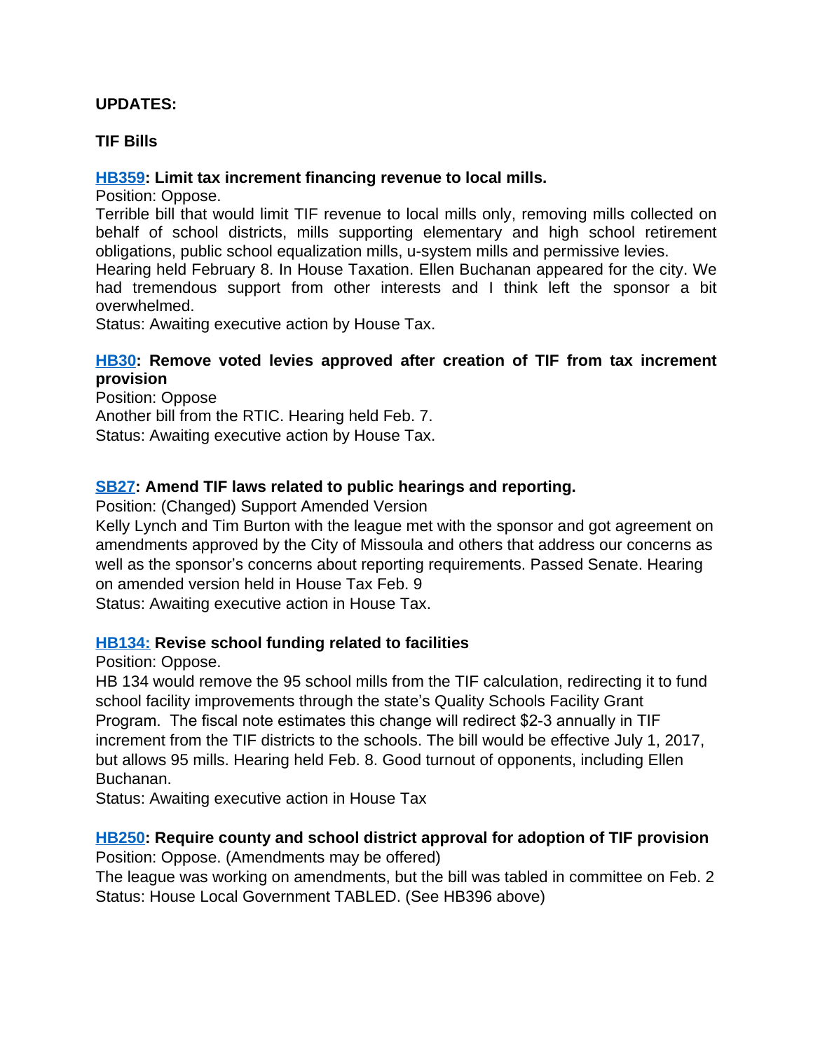**UPDATES:**

**TIF Bills**

**[HB359](): Limit tax increment financing revenue to local mills.**
Position: Oppose.
Terrible bill that would limit TIF revenue to local mills only, removing mills collected on behalf of school districts, mills supporting elementary and high school retirement obligations, public school equalization mills, u-system mills and permissive levies.
Hearing held February 8. In House Taxation. Ellen Buchanan appeared for the city. We had tremendous support from other interests and I think left the sponsor a bit overwhelmed.
Status: Awaiting executive action by House Tax.

**[HB30](): Remove voted levies approved after creation of TIF from tax increment provision**
Position: Oppose
Another bill from the RTIC. Hearing held Feb. 7.
Status: Awaiting executive action by House Tax.

**[SB27](): Amend TIF laws related to public hearings and reporting.**
Position: (Changed) Support Amended Version
Kelly Lynch and Tim Burton with the league met with the sponsor and got agreement on amendments approved by the City of Missoula and others that address our concerns as well as the sponsor's concerns about reporting requirements. Passed Senate. Hearing on amended version held in House Tax Feb. 9
Status: Awaiting executive action in House Tax.

**[HB134:]() Revise school funding related to facilities**
Position: Oppose.
HB 134 would remove the 95 school mills from the TIF calculation, redirecting it to fund school facility improvements through the state's Quality Schools Facility Grant Program. The fiscal note estimates this change will redirect $2-3 annually in TIF increment from the TIF districts to the schools. The bill would be effective July 1, 2017, but allows 95 mills. Hearing held Feb. 8. Good turnout of opponents, including Ellen Buchanan.
Status: Awaiting executive action in House Tax

**[HB250](): Require county and school district approval for adoption of TIF provision**
Position: Oppose. (Amendments may be offered)
The league was working on amendments, but the bill was tabled in committee on Feb. 2
Status: House Local Government TABLED. (See HB396 above)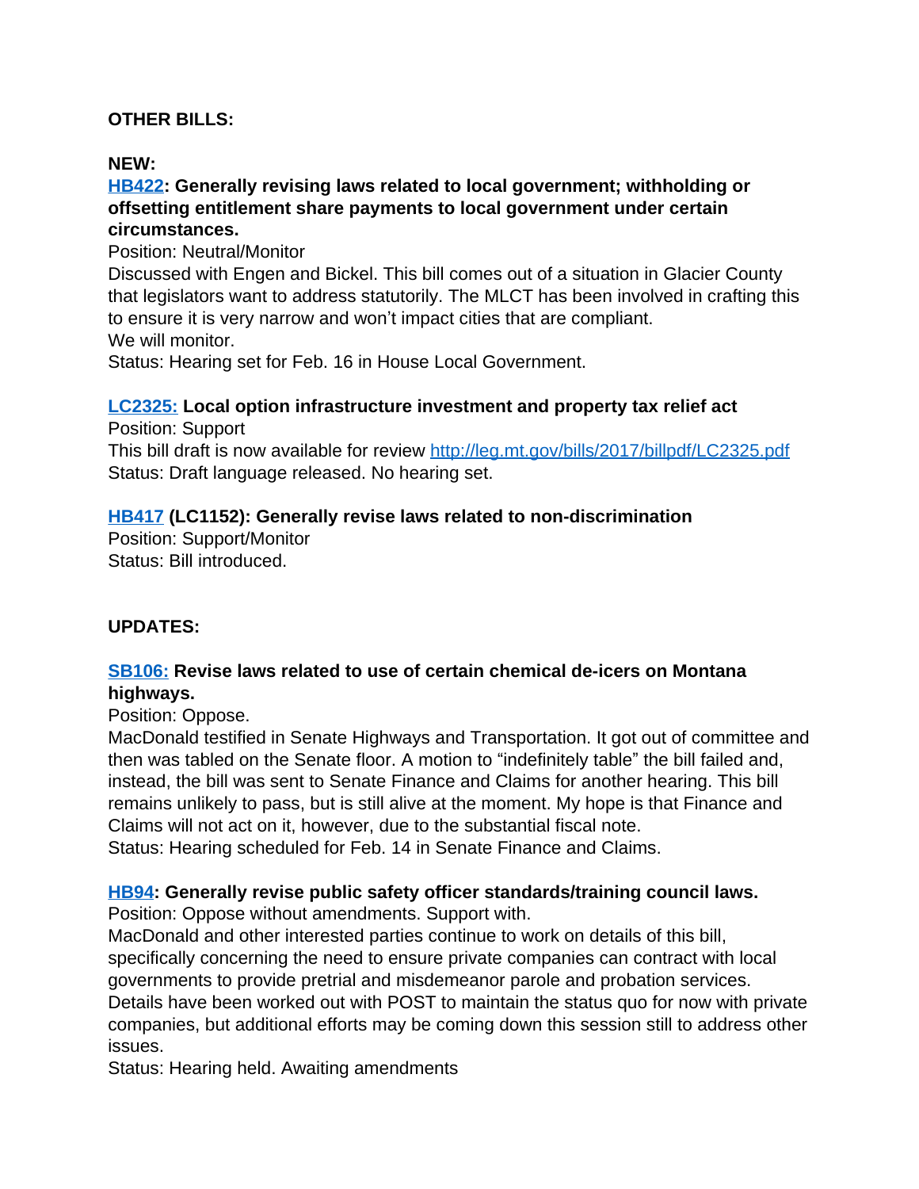**OTHER BILLS:**

**NEW:**

**[HB422](#): Generally revising laws related to local government; withholding or offsetting entitlement share payments to local government under certain circumstances.**

Position: Neutral/Monitor

Discussed with Engen and Bickel. This bill comes out of a situation in Glacier County that legislators want to address statutorily. The MLCT has been involved in crafting this to ensure it is very narrow and won't impact cities that are compliant.

We will monitor.

Status: Hearing set for Feb. 16 in House Local Government.

**[LC2325:](#) Local option infrastructure investment and property tax relief act**

Position: Support

This bill draft is now available for review http://leg.mt.gov/bills/2017/billpdf/LC2325.pdf

Status: Draft language released. No hearing set.

**[HB417](#) (LC1152): Generally revise laws related to non-discrimination**

Position: Support/Monitor

Status: Bill introduced.

**UPDATES:**

**[SB106:](#) Revise laws related to use of certain chemical de-icers on Montana highways.**

Position: Oppose.

MacDonald testified in Senate Highways and Transportation. It got out of committee and then was tabled on the Senate floor. A motion to "indefinitely table" the bill failed and, instead, the bill was sent to Senate Finance and Claims for another hearing. This bill remains unlikely to pass, but is still alive at the moment. My hope is that Finance and Claims will not act on it, however, due to the substantial fiscal note.

Status: Hearing scheduled for Feb. 14 in Senate Finance and Claims.

**[HB94](#): Generally revise public safety officer standards/training council laws.**

Position: Oppose without amendments. Support with.

MacDonald and other interested parties continue to work on details of this bill, specifically concerning the need to ensure private companies can contract with local governments to provide pretrial and misdemeanor parole and probation services. Details have been worked out with POST to maintain the status quo for now with private companies, but additional efforts may be coming down this session still to address other issues.

Status: Hearing held. Awaiting amendments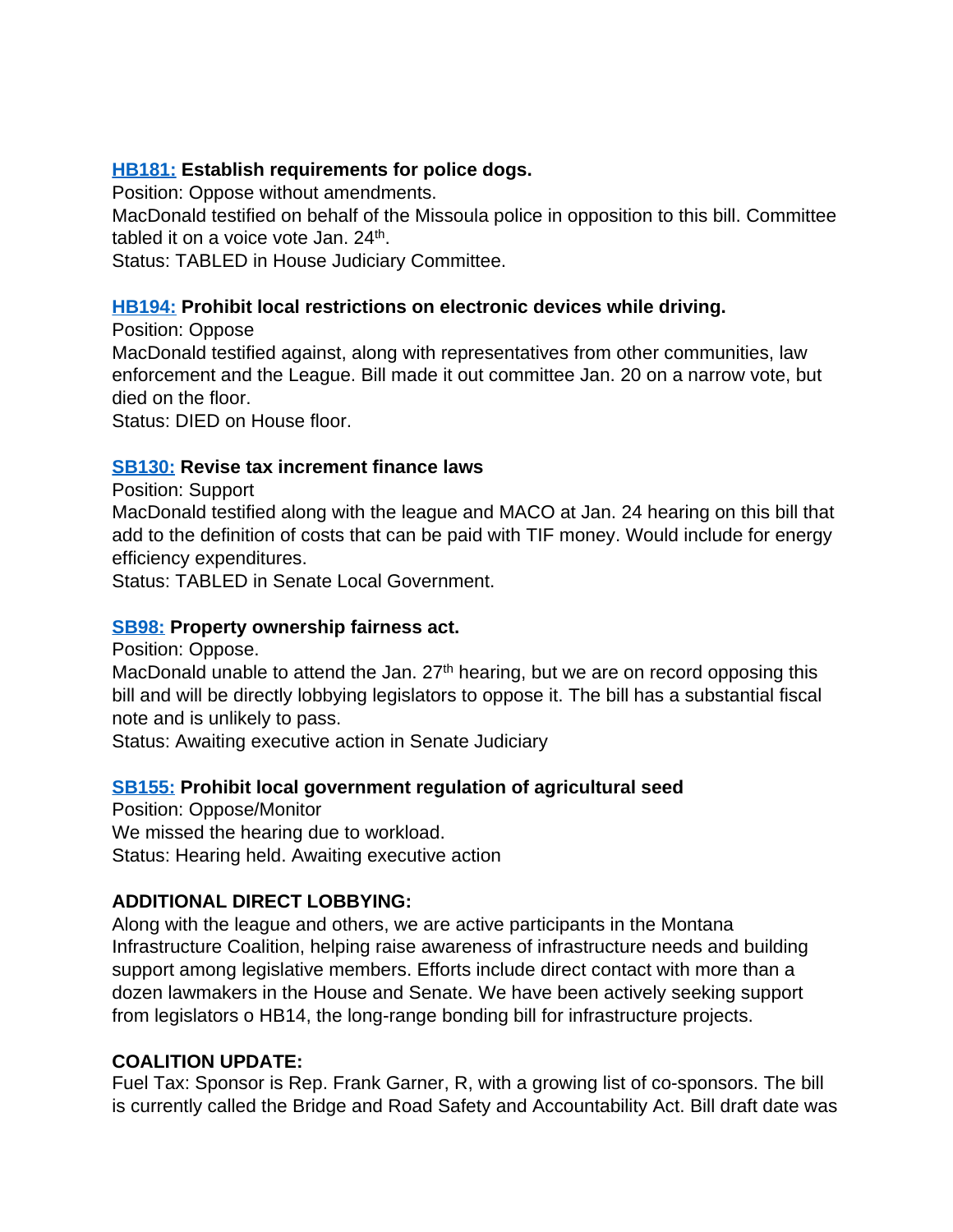**[HB181:](#) Establish requirements for police dogs.**
Position: Oppose without amendments.
MacDonald testified on behalf of the Missoula police in opposition to this bill. Committee tabled it on a voice vote Jan. 24th.
Status: TABLED in House Judiciary Committee.

**[HB194:](#) Prohibit local restrictions on electronic devices while driving.**
Position: Oppose
MacDonald testified against, along with representatives from other communities, law enforcement and the League. Bill made it out committee Jan. 20 on a narrow vote, but died on the floor.
Status: DIED on House floor.

**[SB130:](#) Revise tax increment finance laws**
Position: Support
MacDonald testified along with the league and MACO at Jan. 24 hearing on this bill that add to the definition of costs that can be paid with TIF money. Would include for energy efficiency expenditures.
Status: TABLED in Senate Local Government.

**[SB98:](#) Property ownership fairness act.**
Position: Oppose.
MacDonald unable to attend the Jan. 27th hearing, but we are on record opposing this bill and will be directly lobbying legislators to oppose it. The bill has a substantial fiscal note and is unlikely to pass.
Status: Awaiting executive action in Senate Judiciary

**[SB155:](#) Prohibit local government regulation of agricultural seed**
Position: Oppose/Monitor
We missed the hearing due to workload.
Status: Hearing held. Awaiting executive action

**ADDITIONAL DIRECT LOBBYING:**
Along with the league and others, we are active participants in the Montana Infrastructure Coalition, helping raise awareness of infrastructure needs and building support among legislative members. Efforts include direct contact with more than a dozen lawmakers in the House and Senate. We have been actively seeking support from legislators o HB14, the long-range bonding bill for infrastructure projects.

**COALITION UPDATE:**
Fuel Tax: Sponsor is Rep. Frank Garner, R, with a growing list of co-sponsors. The bill is currently called the Bridge and Road Safety and Accountability Act. Bill draft date was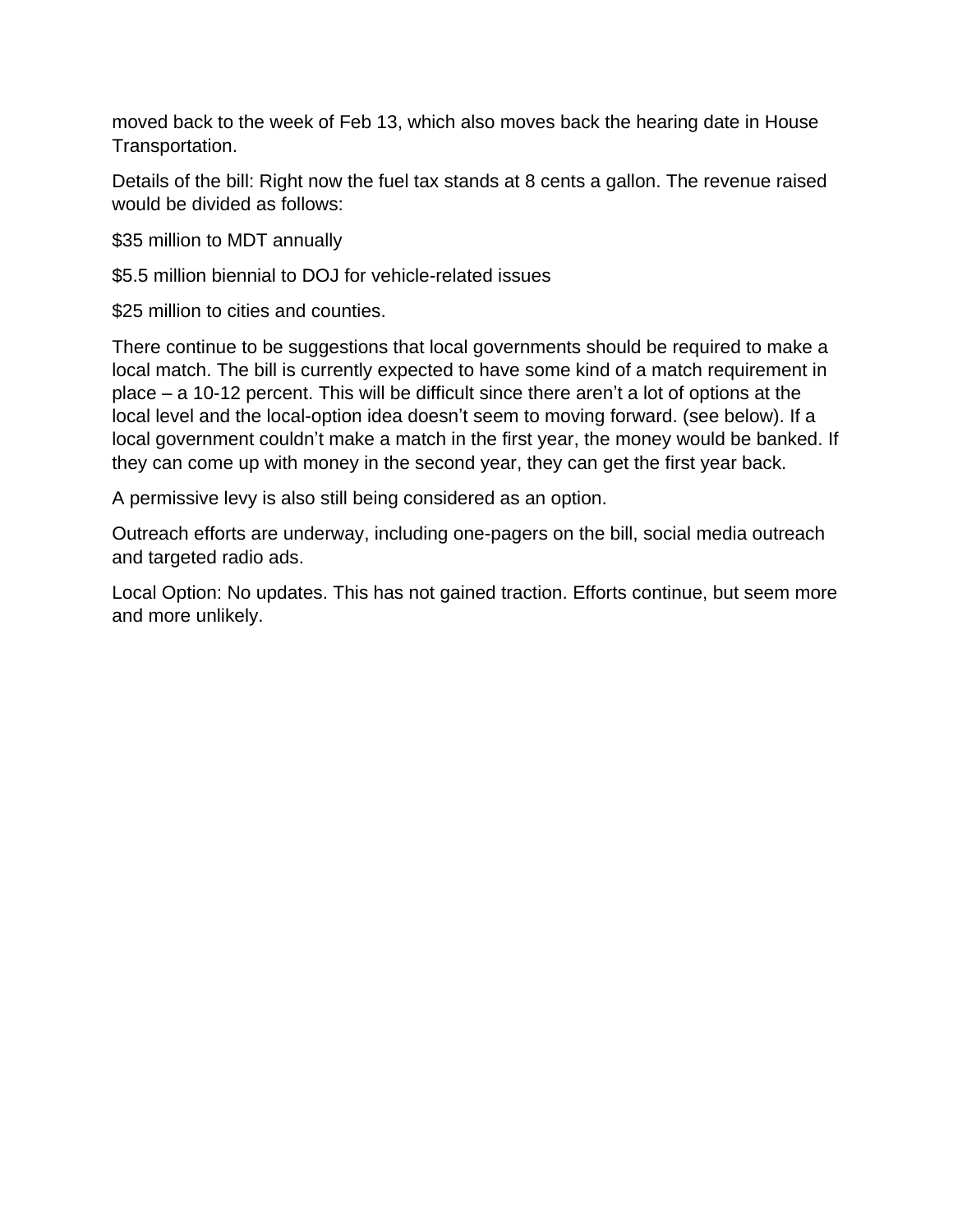moved back to the week of Feb 13, which also moves back the hearing date in House Transportation.

Details of the bill: Right now the fuel tax stands at 8 cents a gallon. The revenue raised would be divided as follows:

$35 million to MDT annually

$5.5 million biennial to DOJ for vehicle-related issues

$25 million to cities and counties.

There continue to be suggestions that local governments should be required to make a local match. The bill is currently expected to have some kind of a match requirement in place – a 10-12 percent. This will be difficult since there aren't a lot of options at the local level and the local-option idea doesn't seem to moving forward. (see below). If a local government couldn't make a match in the first year, the money would be banked. If they can come up with money in the second year, they can get the first year back.

A permissive levy is also still being considered as an option.

Outreach efforts are underway, including one-pagers on the bill, social media outreach and targeted radio ads.

Local Option: No updates. This has not gained traction. Efforts continue, but seem more and more unlikely.